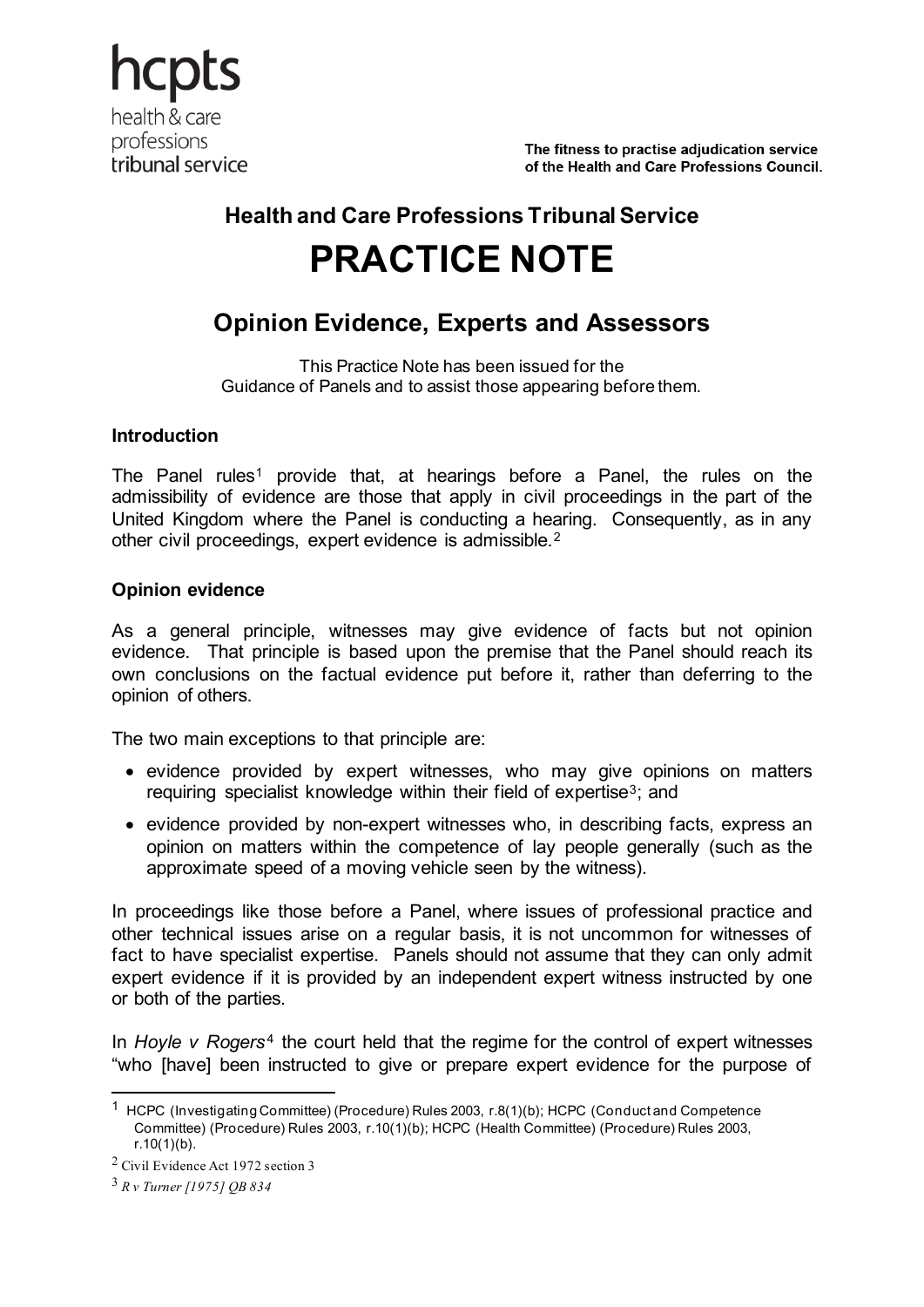hcpts
health & care
professions
tribunal service

**The fitness to practise adjudication service of the Health and Care Professions Council.**

## Health and Care Professions Tribunal Service

# PRACTICE NOTE

## Opinion Evidence, Experts and Assessors

This Practice Note has been issued for the Guidance of Panels and to assist those appearing before them.

### Introduction

The Panel rules[1] provide that, at hearings before a Panel, the rules on the admissibility of evidence are those that apply in civil proceedings in the part of the United Kingdom where the Panel is conducting a hearing. Consequently, as in any other civil proceedings, expert evidence is admissible.[2]

### Opinion evidence

As a general principle, witnesses may give evidence of facts but not opinion evidence. That principle is based upon the premise that the Panel should reach its own conclusions on the factual evidence put before it, rather than deferring to the opinion of others.

The two main exceptions to that principle are:

- evidence provided by expert witnesses, who may give opinions on matters requiring specialist knowledge within their field of expertise[3]; and
- evidence provided by non-expert witnesses who, in describing facts, express an opinion on matters within the competence of lay people generally (such as the approximate speed of a moving vehicle seen by the witness).

In proceedings like those before a Panel, where issues of professional practice and other technical issues arise on a regular basis, it is not uncommon for witnesses of fact to have specialist expertise. Panels should not assume that they can only admit expert evidence if it is provided by an independent expert witness instructed by one or both of the parties.

In *Hoyle v Rogers*[4] the court held that the regime for the control of expert witnesses "who [have] been instructed to give or prepare expert evidence for the purpose of

---

[1] HCPC (Investigating Committee) (Procedure) Rules 2003, r.8(1)(b); HCPC (Conduct and Competence Committee) (Procedure) Rules 2003, r.10(1)(b); HCPC (Health Committee) (Procedure) Rules 2003, r.10(1)(b).

[2] Civil Evidence Act 1972 section 3

[3] *R v Turner [1975] QB 834*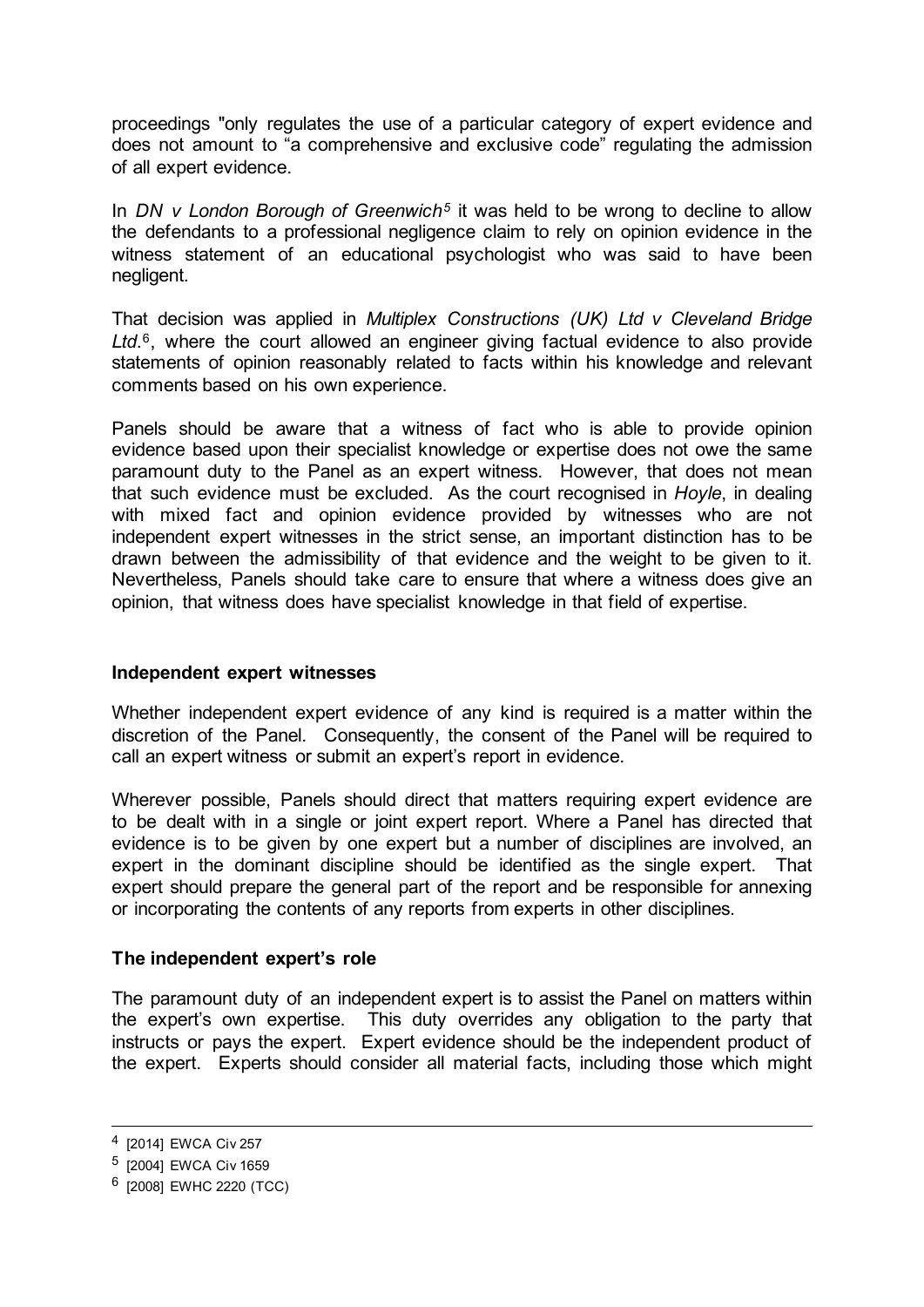proceedings "only regulates the use of a particular category of expert evidence and does not amount to "a comprehensive and exclusive code" regulating the admission of all expert evidence.

In *DN v London Borough of Greenwich*[5] it was held to be wrong to decline to allow the defendants to a professional negligence claim to rely on opinion evidence in the witness statement of an educational psychologist who was said to have been negligent.

That decision was applied in *Multiplex Constructions (UK) Ltd v Cleveland Bridge Ltd.*[6], where the court allowed an engineer giving factual evidence to also provide statements of opinion reasonably related to facts within his knowledge and relevant comments based on his own experience.

Panels should be aware that a witness of fact who is able to provide opinion evidence based upon their specialist knowledge or expertise does not owe the same paramount duty to the Panel as an expert witness. However, that does not mean that such evidence must be excluded. As the court recognised in *Hoyle*, in dealing with mixed fact and opinion evidence provided by witnesses who are not independent expert witnesses in the strict sense, an important distinction has to be drawn between the admissibility of that evidence and the weight to be given to it. Nevertheless, Panels should take care to ensure that where a witness does give an opinion, that witness does have specialist knowledge in that field of expertise.

**Independent expert witnesses**

Whether independent expert evidence of any kind is required is a matter within the discretion of the Panel. Consequently, the consent of the Panel will be required to call an expert witness or submit an expert's report in evidence.

Wherever possible, Panels should direct that matters requiring expert evidence are to be dealt with in a single or joint expert report. Where a Panel has directed that evidence is to be given by one expert but a number of disciplines are involved, an expert in the dominant discipline should be identified as the single expert. That expert should prepare the general part of the report and be responsible for annexing or incorporating the contents of any reports from experts in other disciplines.

**The independent expert's role**

The paramount duty of an independent expert is to assist the Panel on matters within the expert's own expertise. This duty overrides any obligation to the party that instructs or pays the expert. Expert evidence should be the independent product of the expert. Experts should consider all material facts, including those which might

---

[4] [2014] EWCA Civ 257

[5] [2004] EWCA Civ 1659

[6] [2008] EWHC 2220 (TCC)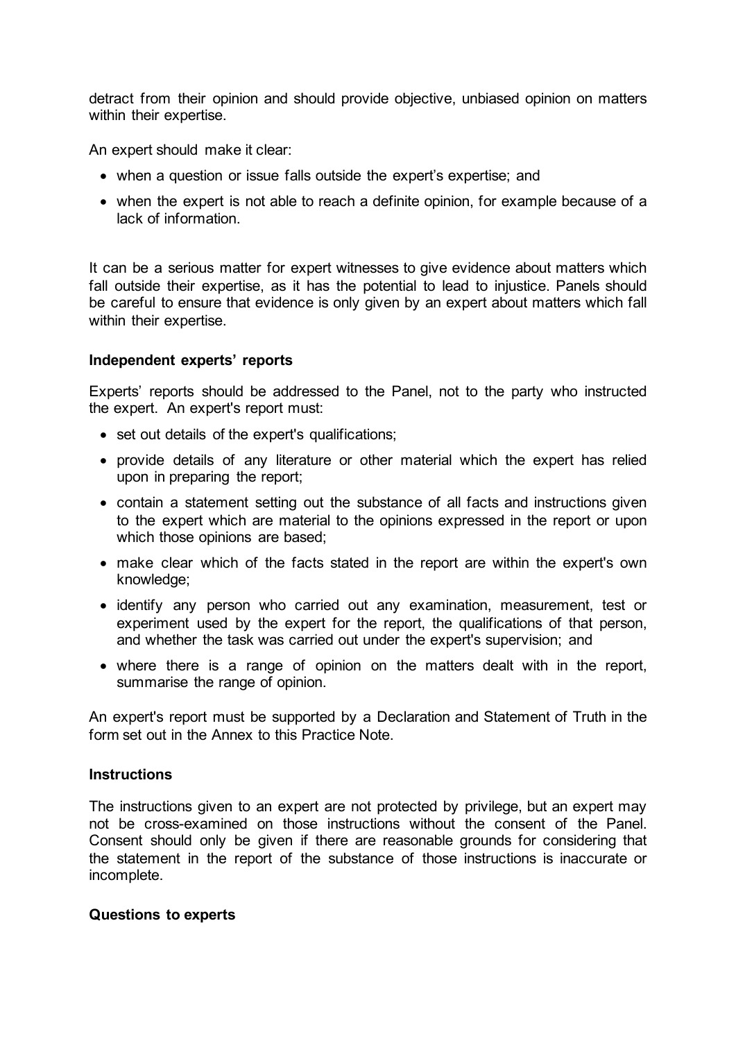detract from their opinion and should provide objective, unbiased opinion on matters within their expertise.

An expert should make it clear:

- when a question or issue falls outside the expert's expertise; and
- when the expert is not able to reach a definite opinion, for example because of a lack of information.

It can be a serious matter for expert witnesses to give evidence about matters which fall outside their expertise, as it has the potential to lead to injustice. Panels should be careful to ensure that evidence is only given by an expert about matters which fall within their expertise.

**Independent experts' reports**

Experts' reports should be addressed to the Panel, not to the party who instructed the expert. An expert's report must:

- set out details of the expert's qualifications;
- provide details of any literature or other material which the expert has relied upon in preparing the report;
- contain a statement setting out the substance of all facts and instructions given to the expert which are material to the opinions expressed in the report or upon which those opinions are based;
- make clear which of the facts stated in the report are within the expert's own knowledge;
- identify any person who carried out any examination, measurement, test or experiment used by the expert for the report, the qualifications of that person, and whether the task was carried out under the expert's supervision; and
- where there is a range of opinion on the matters dealt with in the report, summarise the range of opinion.

An expert's report must be supported by a Declaration and Statement of Truth in the form set out in the Annex to this Practice Note.

**Instructions**

The instructions given to an expert are not protected by privilege, but an expert may not be cross-examined on those instructions without the consent of the Panel. Consent should only be given if there are reasonable grounds for considering that the statement in the report of the substance of those instructions is inaccurate or incomplete.

**Questions to experts**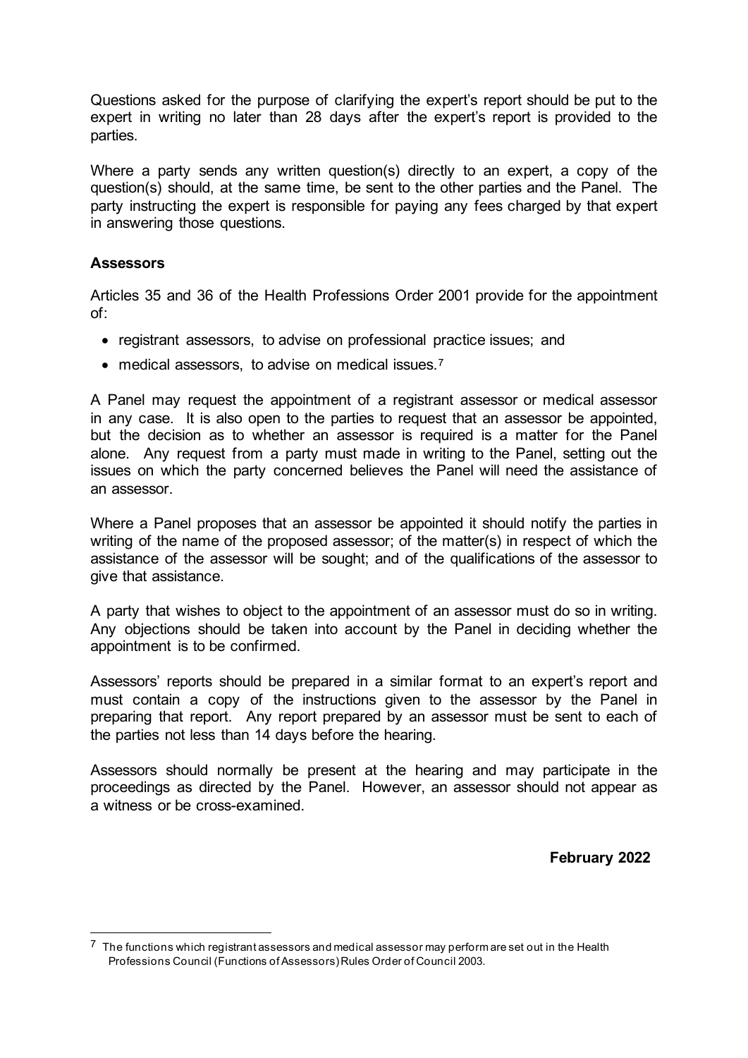Questions asked for the purpose of clarifying the expert's report should be put to the expert in writing no later than 28 days after the expert's report is provided to the parties.

Where a party sends any written question(s) directly to an expert, a copy of the question(s) should, at the same time, be sent to the other parties and the Panel. The party instructing the expert is responsible for paying any fees charged by that expert in answering those questions.

**Assessors**

Articles 35 and 36 of the Health Professions Order 2001 provide for the appointment of:

- registrant assessors, to advise on professional practice issues; and
- medical assessors, to advise on medical issues.[7]

A Panel may request the appointment of a registrant assessor or medical assessor in any case. It is also open to the parties to request that an assessor be appointed, but the decision as to whether an assessor is required is a matter for the Panel alone. Any request from a party must made in writing to the Panel, setting out the issues on which the party concerned believes the Panel will need the assistance of an assessor.

Where a Panel proposes that an assessor be appointed it should notify the parties in writing of the name of the proposed assessor; of the matter(s) in respect of which the assistance of the assessor will be sought; and of the qualifications of the assessor to give that assistance.

A party that wishes to object to the appointment of an assessor must do so in writing. Any objections should be taken into account by the Panel in deciding whether the appointment is to be confirmed.

Assessors' reports should be prepared in a similar format to an expert's report and must contain a copy of the instructions given to the assessor by the Panel in preparing that report. Any report prepared by an assessor must be sent to each of the parties not less than 14 days before the hearing.

Assessors should normally be present at the hearing and may participate in the proceedings as directed by the Panel. However, an assessor should not appear as a witness or be cross-examined.

**February 2022**

[7] The functions which registrant assessors and medical assessor may perform are set out in the Health Professions Council (Functions of Assessors) Rules Order of Council 2003.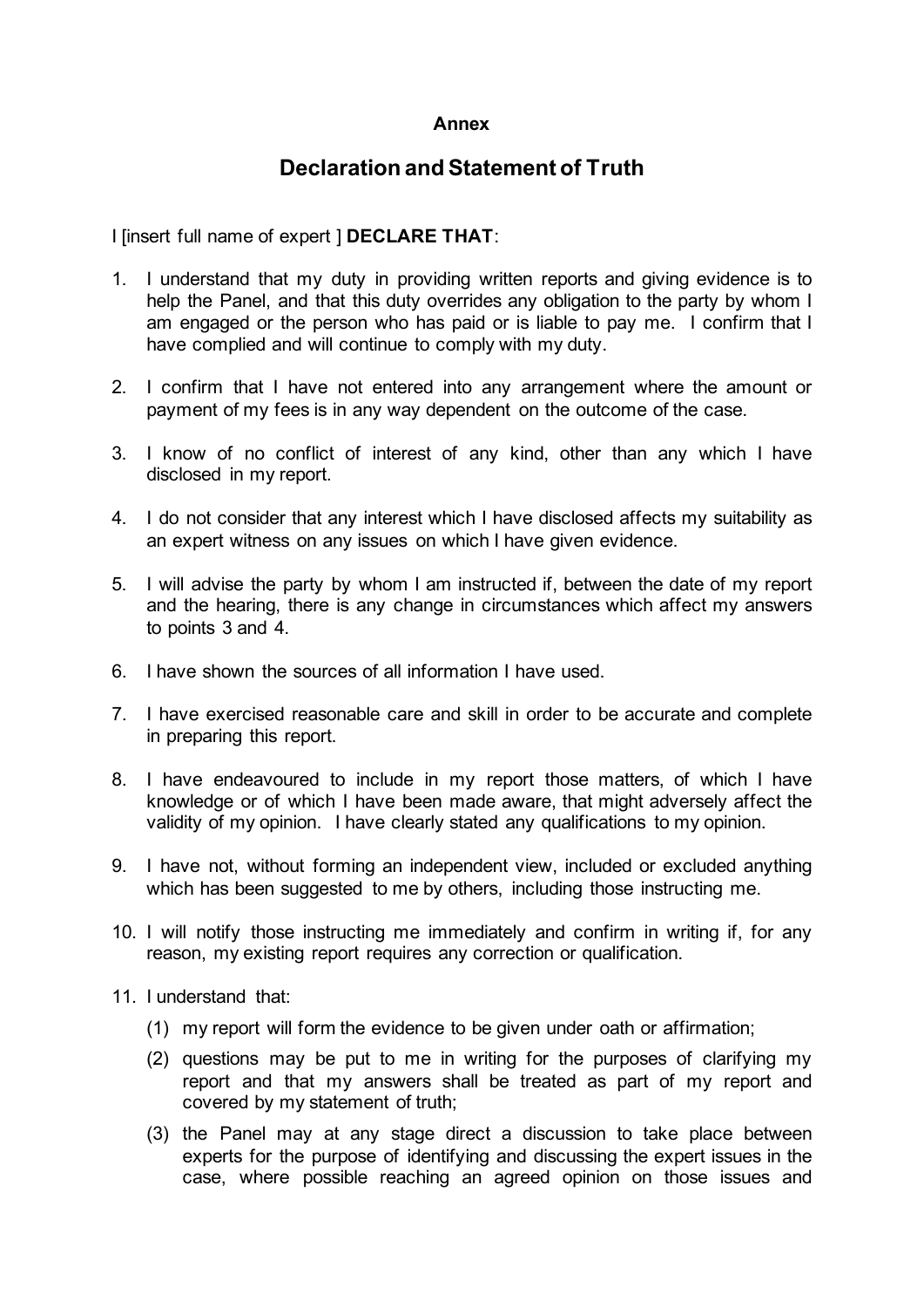**Annex**

# Declaration and Statement of Truth

I [insert full name of expert ] **DECLARE THAT**:

1. I understand that my duty in providing written reports and giving evidence is to help the Panel, and that this duty overrides any obligation to the party by whom I am engaged or the person who has paid or is liable to pay me. I confirm that I have complied and will continue to comply with my duty.

2. I confirm that I have not entered into any arrangement where the amount or payment of my fees is in any way dependent on the outcome of the case.

3. I know of no conflict of interest of any kind, other than any which I have disclosed in my report.

4. I do not consider that any interest which I have disclosed affects my suitability as an expert witness on any issues on which I have given evidence.

5. I will advise the party by whom I am instructed if, between the date of my report and the hearing, there is any change in circumstances which affect my answers to points 3 and 4.

6. I have shown the sources of all information I have used.

7. I have exercised reasonable care and skill in order to be accurate and complete in preparing this report.

8. I have endeavoured to include in my report those matters, of which I have knowledge or of which I have been made aware, that might adversely affect the validity of my opinion. I have clearly stated any qualifications to my opinion.

9. I have not, without forming an independent view, included or excluded anything which has been suggested to me by others, including those instructing me.

10. I will notify those instructing me immediately and confirm in writing if, for any reason, my existing report requires any correction or qualification.

11. I understand that:

    (1) my report will form the evidence to be given under oath or affirmation;

    (2) questions may be put to me in writing for the purposes of clarifying my report and that my answers shall be treated as part of my report and covered by my statement of truth;

    (3) the Panel may at any stage direct a discussion to take place between experts for the purpose of identifying and discussing the expert issues in the case, where possible reaching an agreed opinion on those issues and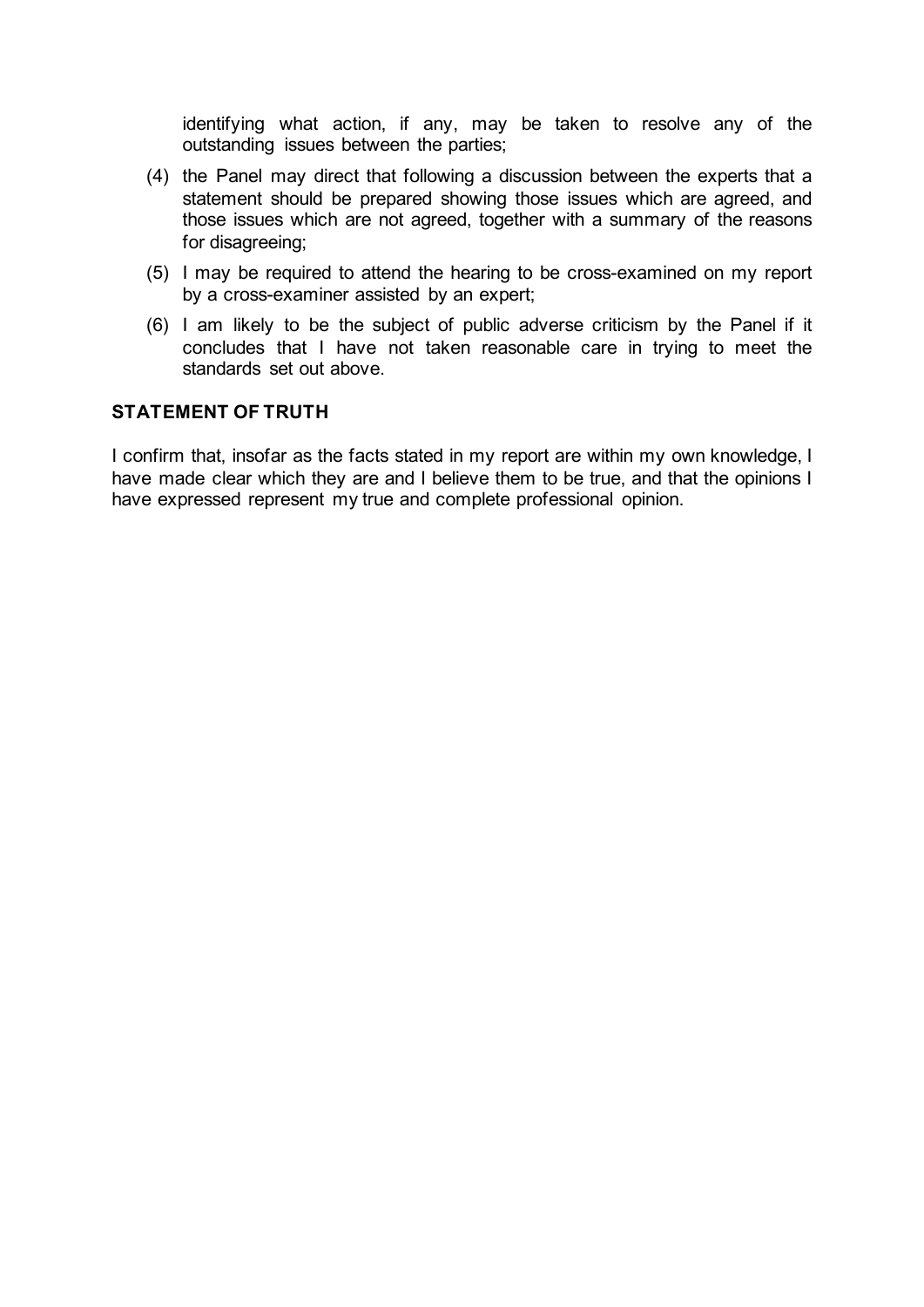identifying what action, if any, may be taken to resolve any of the outstanding issues between the parties;

(4) the Panel may direct that following a discussion between the experts that a statement should be prepared showing those issues which are agreed, and those issues which are not agreed, together with a summary of the reasons for disagreeing;

(5) I may be required to attend the hearing to be cross-examined on my report by a cross-examiner assisted by an expert;

(6) I am likely to be the subject of public adverse criticism by the Panel if it concludes that I have not taken reasonable care in trying to meet the standards set out above.

**STATEMENT OF TRUTH**

I confirm that, insofar as the facts stated in my report are within my own knowledge, I have made clear which they are and I believe them to be true, and that the opinions I have expressed represent my true and complete professional opinion.